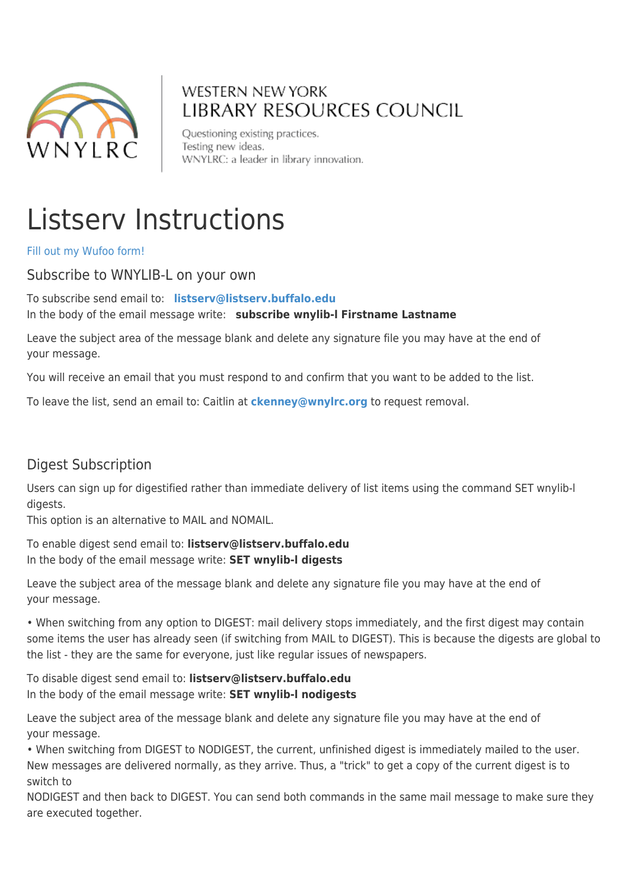WESTERN NEW YORK
LIBRARY RESOURCES COUNCIL

Questioning existing practices.
Testing new ideas.
WNYLRC: a leader in library innovation.

# Listserv Instructions

Fill out my Wufoo form!

## Subscribe to WNYLIB-L on your own

To subscribe send email to: **listserv@listserv.buffalo.edu**
In the body of the email message write: **subscribe wnylib-l Firstname Lastname**

Leave the subject area of the message blank and delete any signature file you may have at the end of your message.

You will receive an email that you must respond to and confirm that you want to be added to the list.

To leave the list, send an email to: Caitlin at **ckenney@wnylrc.org** to request removal.

## Digest Subscription

Users can sign up for digestified rather than immediate delivery of list items using the command SET wnylib-l digests.
This option is an alternative to MAIL and NOMAIL.

To enable digest send email to: **listserv@listserv.buffalo.edu**
In the body of the email message write: **SET wnylib-l digests**

Leave the subject area of the message blank and delete any signature file you may have at the end of your message.

• When switching from any option to DIGEST: mail delivery stops immediately, and the first digest may contain some items the user has already seen (if switching from MAIL to DIGEST). This is because the digests are global to the list - they are the same for everyone, just like regular issues of newspapers.

To disable digest send email to: **listserv@listserv.buffalo.edu**
In the body of the email message write: **SET wnylib-l nodigests**

Leave the subject area of the message blank and delete any signature file you may have at the end of your message.
• When switching from DIGEST to NODIGEST, the current, unfinished digest is immediately mailed to the user. New messages are delivered normally, as they arrive. Thus, a "trick" to get a copy of the current digest is to switch to NODIGEST and then back to DIGEST. You can send both commands in the same mail message to make sure they are executed together.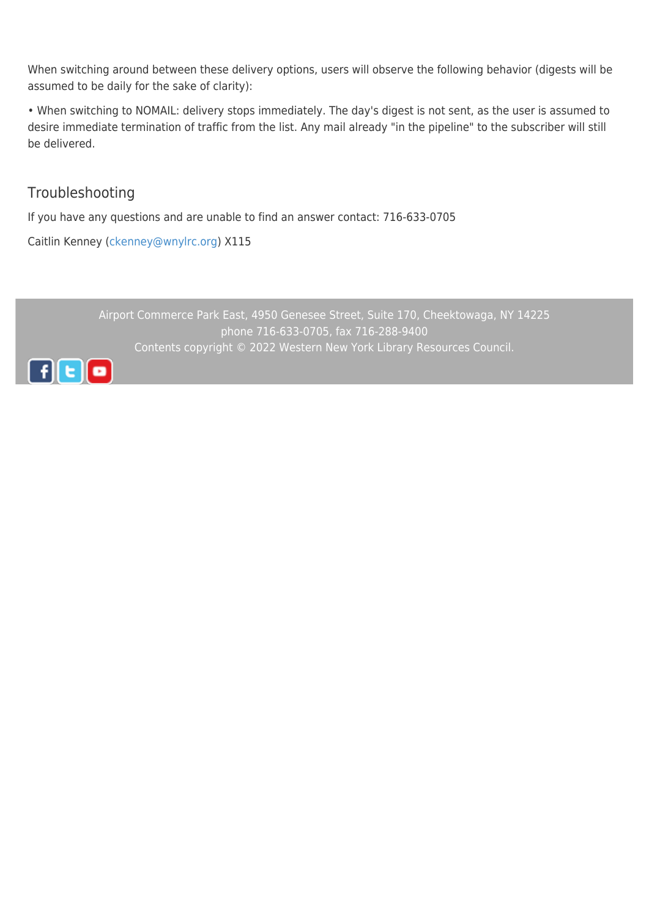When switching around between these delivery options, users will observe the following behavior (digests will be assumed to be daily for the sake of clarity):

• When switching to NOMAIL: delivery stops immediately. The day's digest is not sent, as the user is assumed to desire immediate termination of traffic from the list. Any mail already "in the pipeline" to the subscriber will still be delivered.

## Troubleshooting

If you have any questions and are unable to find an answer contact: 716-633-0705

Caitlin Kenney (ckenney@wnylrc.org) X115

Airport Commerce Park East, 4950 Genesee Street, Suite 170, Cheektowaga, NY 14225
phone 716-633-0705, fax 716-288-9400
Contents copyright © 2022 Western New York Library Resources Council.